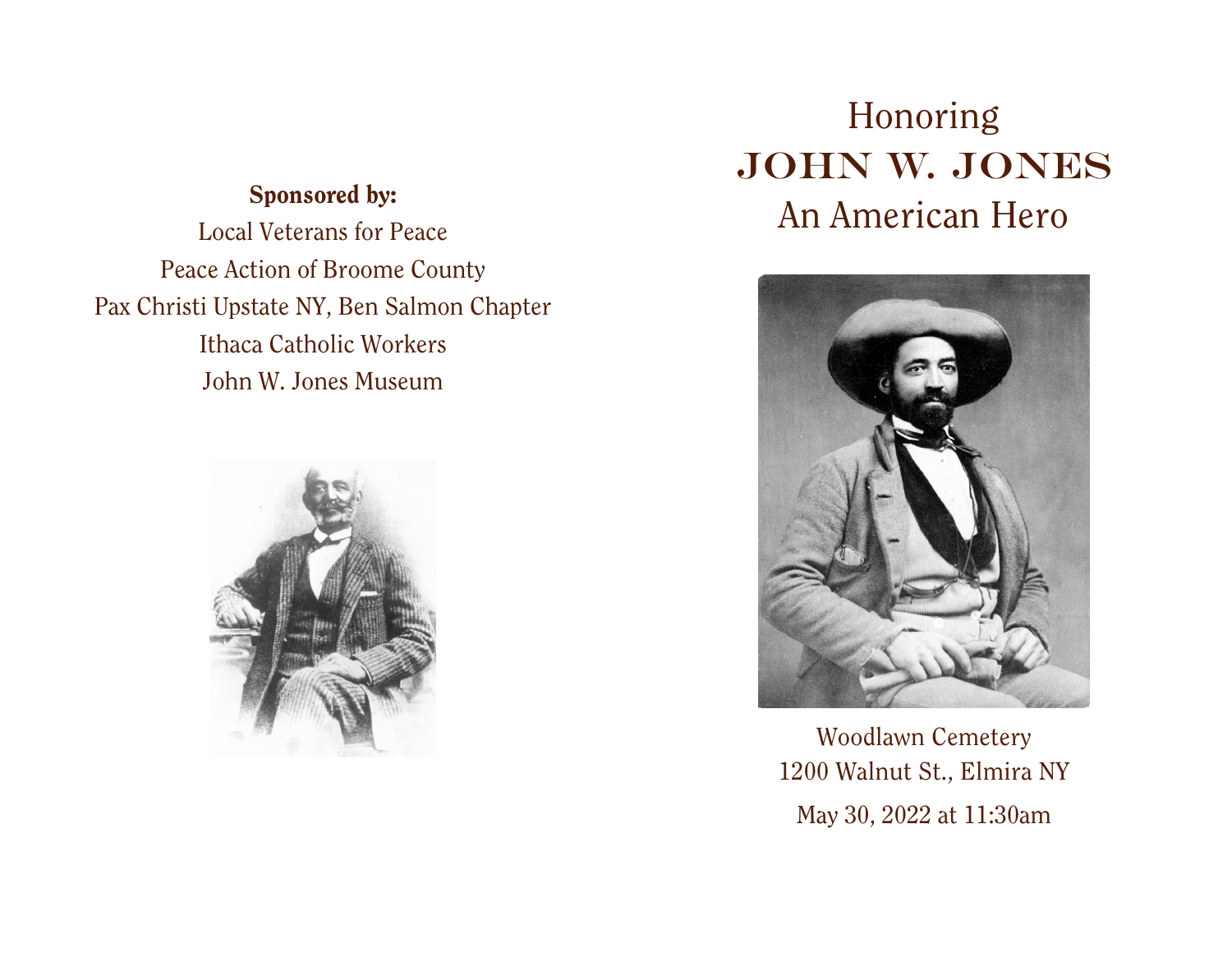**Sponsored by:**

Local Veterans for Peace
Peace Action of Broome County
Pax Christi Upstate NY, Ben Salmon Chapter
Ithaca Catholic Workers
John W. Jones Museum

# Honoring JOHN W. JONES An American Hero

Woodlawn Cemetery
1200 Walnut St., Elmira NY
May 30, 2022 at 11:30am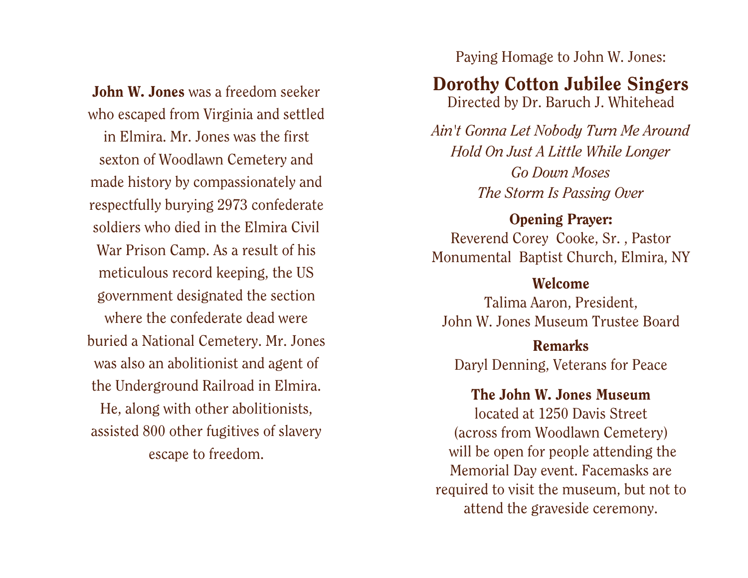**John W. Jones** was a freedom seeker who escaped from Virginia and settled in Elmira. Mr. Jones was the first sexton of Woodlawn Cemetery and made history by compassionately and respectfully burying 2973 confederate soldiers who died in the Elmira Civil War Prison Camp. As a result of his meticulous record keeping, the US government designated the section where the confederate dead were buried a National Cemetery. Mr. Jones was also an abolitionist and agent of the Underground Railroad in Elmira. He, along with other abolitionists, assisted 800 other fugitives of slavery escape to freedom.

Paying Homage to John W. Jones:

## Dorothy Cotton Jubilee Singers

Directed by Dr. Baruch J. Whitehead

*Ain't Gonna Let Nobody Turn Me Around*
*Hold On Just A Little While Longer*
*Go Down Moses*
*The Storm Is Passing Over*

**Opening Prayer:**
Reverend Corey Cooke, Sr. , Pastor
Monumental Baptist Church, Elmira, NY

**Welcome**
Talima Aaron, President,
John W. Jones Museum Trustee Board

**Remarks**
Daryl Denning, Veterans for Peace

**The John W. Jones Museum**
located at 1250 Davis Street
(across from Woodlawn Cemetery)
will be open for people attending the Memorial Day event. Facemasks are required to visit the museum, but not to attend the graveside ceremony.